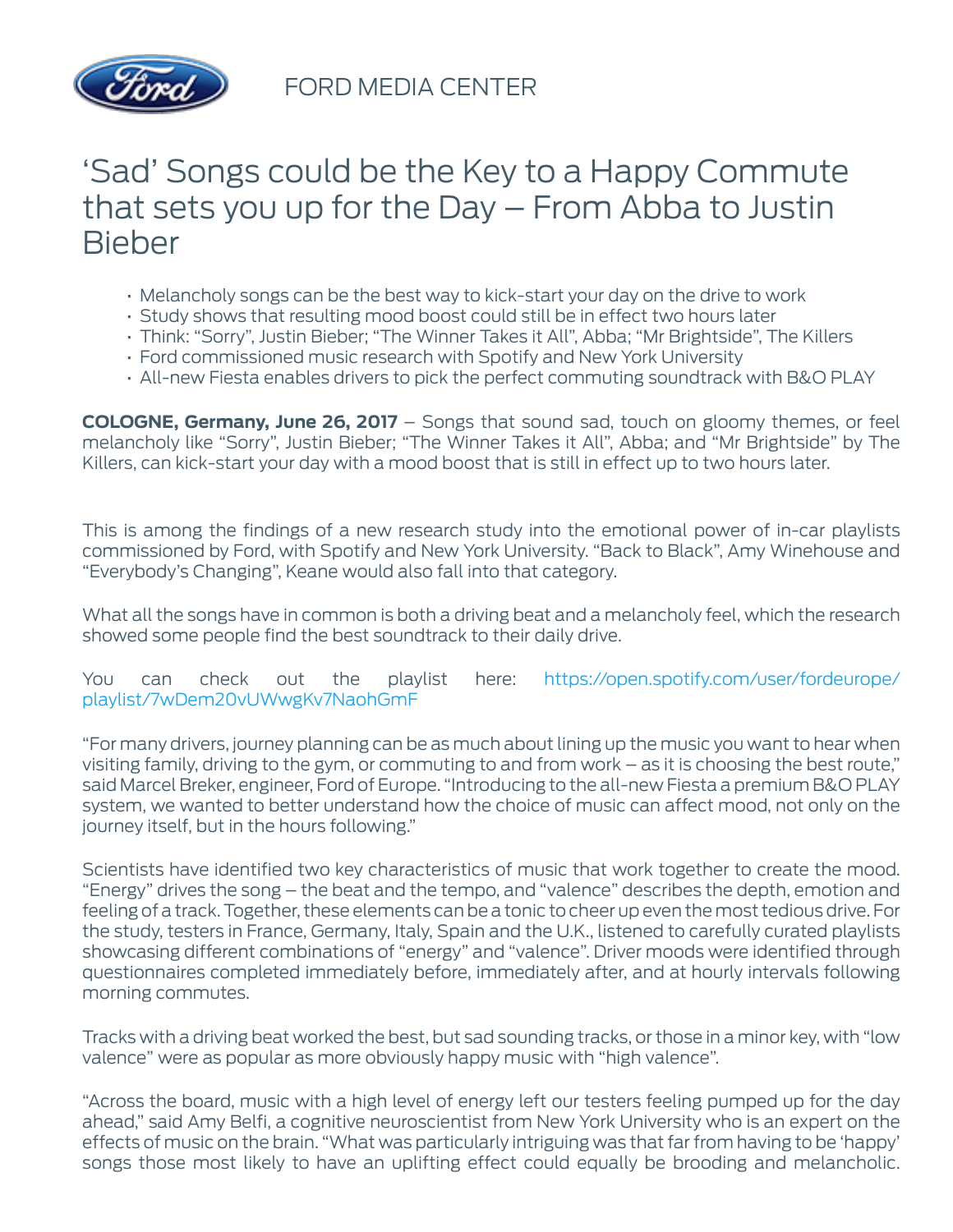FORD MEDIA CENTER

# 'Sad' Songs could be the Key to a Happy Commute that sets you up for the Day – From Abba to Justin Bieber

- Melancholy songs can be the best way to kick-start your day on the drive to work
- Study shows that resulting mood boost could still be in effect two hours later
- Think: "Sorry", Justin Bieber; "The Winner Takes it All", Abba; "Mr Brightside", The Killers
- Ford commissioned music research with Spotify and New York University
- All-new Fiesta enables drivers to pick the perfect commuting soundtrack with B&O PLAY

**COLOGNE, Germany, June 26, 2017** – Songs that sound sad, touch on gloomy themes, or feel melancholy like "Sorry", Justin Bieber; "The Winner Takes it All", Abba; and "Mr Brightside" by The Killers, can kick-start your day with a mood boost that is still in effect up to two hours later.

This is among the findings of a new research study into the emotional power of in-car playlists commissioned by Ford, with Spotify and New York University. "Back to Black", Amy Winehouse and "Everybody's Changing", Keane would also fall into that category.

What all the songs have in common is both a driving beat and a melancholy feel, which the research showed some people find the best soundtrack to their daily drive.

You can check out the playlist here: https://open.spotify.com/user/fordeurope/playlist/7wDem20vUWwgKv7NaohGmF

"For many drivers, journey planning can be as much about lining up the music you want to hear when visiting family, driving to the gym, or commuting to and from work – as it is choosing the best route," said Marcel Breker, engineer, Ford of Europe. "Introducing to the all-new Fiesta a premium B&O PLAY system, we wanted to better understand how the choice of music can affect mood, not only on the journey itself, but in the hours following."

Scientists have identified two key characteristics of music that work together to create the mood. "Energy" drives the song – the beat and the tempo, and "valence" describes the depth, emotion and feeling of a track. Together, these elements can be a tonic to cheer up even the most tedious drive. For the study, testers in France, Germany, Italy, Spain and the U.K., listened to carefully curated playlists showcasing different combinations of "energy" and "valence". Driver moods were identified through questionnaires completed immediately before, immediately after, and at hourly intervals following morning commutes.

Tracks with a driving beat worked the best, but sad sounding tracks, or those in a minor key, with "low valence" were as popular as more obviously happy music with "high valence".

"Across the board, music with a high level of energy left our testers feeling pumped up for the day ahead," said Amy Belfi, a cognitive neuroscientist from New York University who is an expert on the effects of music on the brain. "What was particularly intriguing was that far from having to be 'happy' songs those most likely to have an uplifting effect could equally be brooding and melancholic.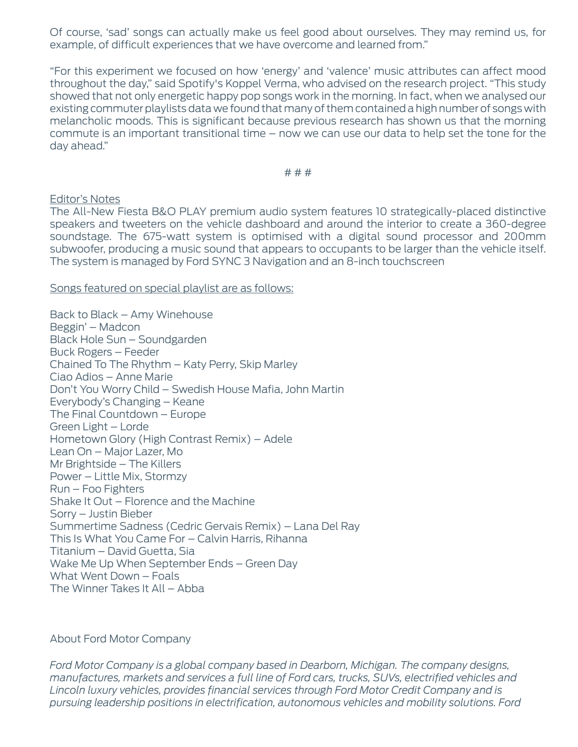Of course, 'sad' songs can actually make us feel good about ourselves. They may remind us, for example, of difficult experiences that we have overcome and learned from."

"For this experiment we focused on how 'energy' and 'valence' music attributes can affect mood throughout the day," said Spotify's Koppel Verma, who advised on the research project. "This study showed that not only energetic happy pop songs work in the morning. In fact, when we analysed our existing commuter playlists data we found that many of them contained a high number of songs with melancholic moods. This is significant because previous research has shown us that the morning commute is an important transitional time – now we can use our data to help set the tone for the day ahead."

# # #

<u>Editor's Notes</u>
The All-New Fiesta B&O PLAY premium audio system features 10 strategically-placed distinctive speakers and tweeters on the vehicle dashboard and around the interior to create a 360-degree soundstage. The 675-watt system is optimised with a digital sound processor and 200mm subwoofer, producing a music sound that appears to occupants to be larger than the vehicle itself. The system is managed by Ford SYNC 3 Navigation and an 8-inch touchscreen

<u>Songs featured on special playlist are as follows:</u>

Back to Black – Amy Winehouse
Beggin' – Madcon
Black Hole Sun – Soundgarden
Buck Rogers – Feeder
Chained To The Rhythm – Katy Perry, Skip Marley
Ciao Adios – Anne Marie
Don't You Worry Child – Swedish House Mafia, John Martin
Everybody's Changing – Keane
The Final Countdown – Europe
Green Light – Lorde
Hometown Glory (High Contrast Remix) – Adele
Lean On – Major Lazer, Mo
Mr Brightside – The Killers
Power – Little Mix, Stormzy
Run – Foo Fighters
Shake It Out – Florence and the Machine
Sorry – Justin Bieber
Summertime Sadness (Cedric Gervais Remix) – Lana Del Ray
This Is What You Came For – Calvin Harris, Rihanna
Titanium – David Guetta, Sia
Wake Me Up When September Ends – Green Day
What Went Down – Foals
The Winner Takes It All – Abba

About Ford Motor Company

*Ford Motor Company is a global company based in Dearborn, Michigan. The company designs, manufactures, markets and services a full line of Ford cars, trucks, SUVs, electrified vehicles and Lincoln luxury vehicles, provides financial services through Ford Motor Credit Company and is pursuing leadership positions in electrification, autonomous vehicles and mobility solutions. Ford*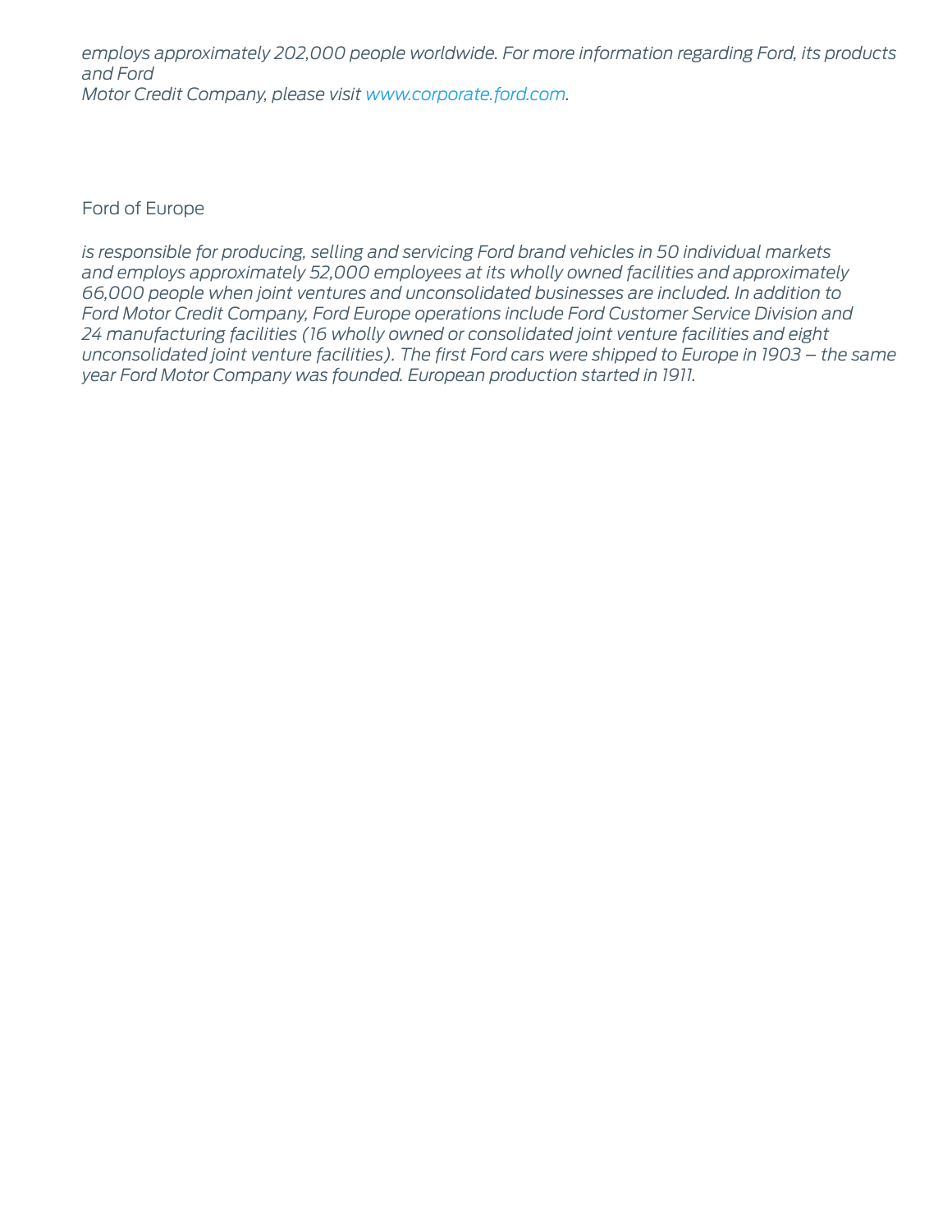*employs approximately 202,000 people worldwide. For more information regarding Ford, its products and Ford Motor Credit Company, please visit www.corporate.ford.com.*

Ford of Europe

*is responsible for producing, selling and servicing Ford brand vehicles in 50 individual markets and employs approximately 52,000 employees at its wholly owned facilities and approximately 66,000 people when joint ventures and unconsolidated businesses are included. In addition to Ford Motor Credit Company, Ford Europe operations include Ford Customer Service Division and 24 manufacturing facilities (16 wholly owned or consolidated joint venture facilities and eight unconsolidated joint venture facilities). The first Ford cars were shipped to Europe in 1903 – the same year Ford Motor Company was founded. European production started in 1911.*